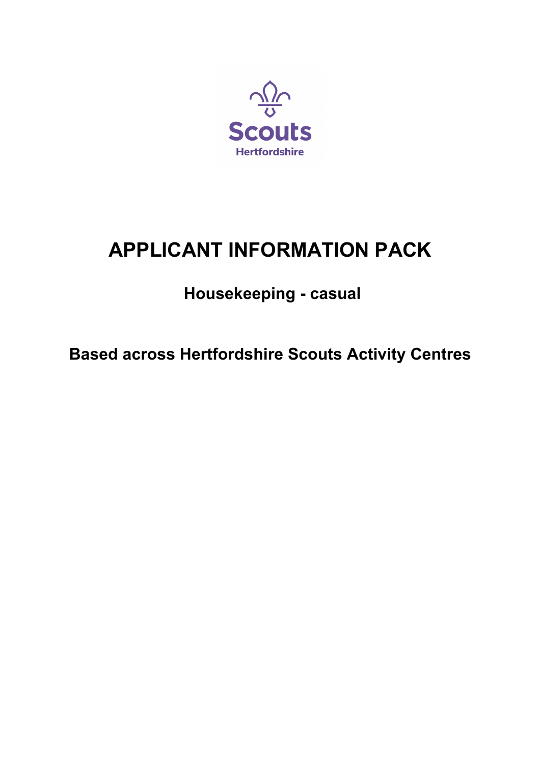Scouts

Hertfordshire

# APPLICANT INFORMATION PACK

## Housekeeping - casual

## Based across Hertfordshire Scouts Activity Centres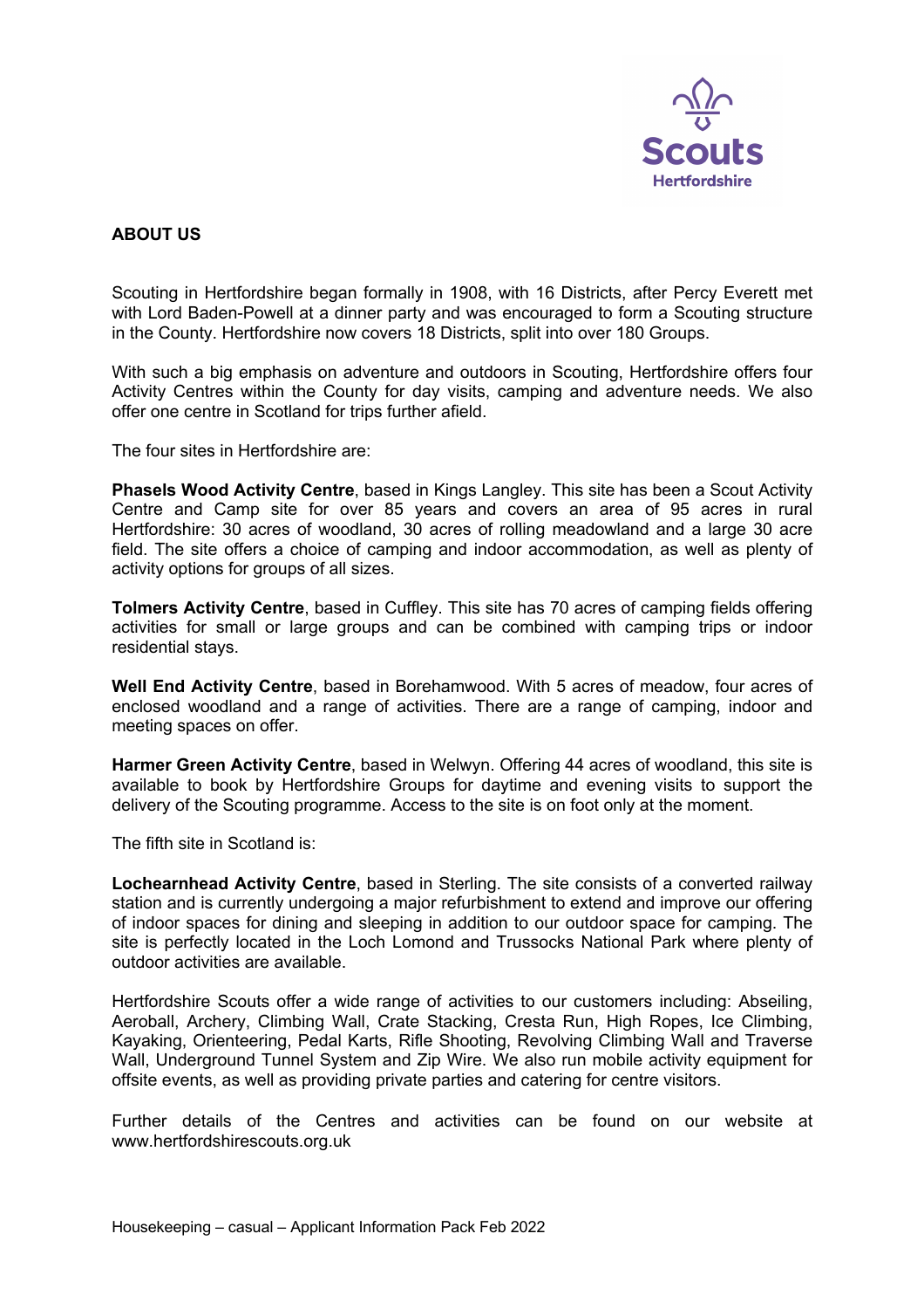## ABOUT US

Scouting in Hertfordshire began formally in 1908, with 16 Districts, after Percy Everett met with Lord Baden-Powell at a dinner party and was encouraged to form a Scouting structure in the County. Hertfordshire now covers 18 Districts, split into over 180 Groups.

With such a big emphasis on adventure and outdoors in Scouting, Hertfordshire offers four Activity Centres within the County for day visits, camping and adventure needs. We also offer one centre in Scotland for trips further afield.

The four sites in Hertfordshire are:

**Phasels Wood Activity Centre**, based in Kings Langley. This site has been a Scout Activity Centre and Camp site for over 85 years and covers an area of 95 acres in rural Hertfordshire: 30 acres of woodland, 30 acres of rolling meadowland and a large 30 acre field. The site offers a choice of camping and indoor accommodation, as well as plenty of activity options for groups of all sizes.

**Tolmers Activity Centre**, based in Cuffley. This site has 70 acres of camping fields offering activities for small or large groups and can be combined with camping trips or indoor residential stays.

**Well End Activity Centre**, based in Borehamwood. With 5 acres of meadow, four acres of enclosed woodland and a range of activities. There are a range of camping, indoor and meeting spaces on offer.

**Harmer Green Activity Centre**, based in Welwyn. Offering 44 acres of woodland, this site is available to book by Hertfordshire Groups for daytime and evening visits to support the delivery of the Scouting programme. Access to the site is on foot only at the moment.

The fifth site in Scotland is:

**Lochearnhead Activity Centre**, based in Sterling. The site consists of a converted railway station and is currently undergoing a major refurbishment to extend and improve our offering of indoor spaces for dining and sleeping in addition to our outdoor space for camping. The site is perfectly located in the Loch Lomond and Trussocks National Park where plenty of outdoor activities are available.

Hertfordshire Scouts offer a wide range of activities to our customers including: Abseiling, Aeroball, Archery, Climbing Wall, Crate Stacking, Cresta Run, High Ropes, Ice Climbing, Kayaking, Orienteering, Pedal Karts, Rifle Shooting, Revolving Climbing Wall and Traverse Wall, Underground Tunnel System and Zip Wire. We also run mobile activity equipment for offsite events, as well as providing private parties and catering for centre visitors.

Further details of the Centres and activities can be found on our website at www.hertfordshirescouts.org.uk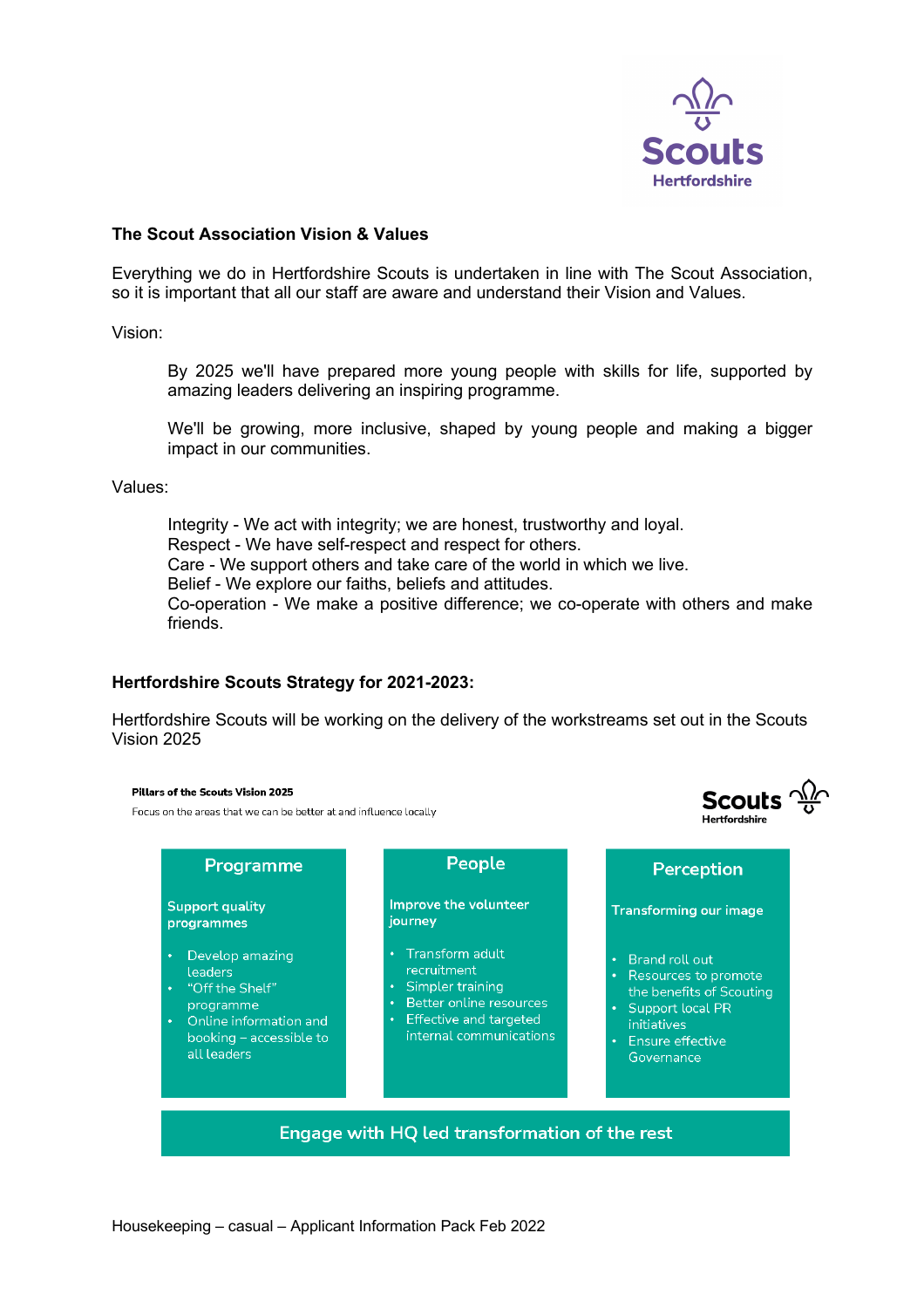## The Scout Association Vision & Values

Everything we do in Hertfordshire Scouts is undertaken in line with The Scout Association, so it is important that all our staff are aware and understand their Vision and Values.

Vision:

> By 2025 we'll have prepared more young people with skills for life, supported by amazing leaders delivering an inspiring programme.
>
> We'll be growing, more inclusive, shaped by young people and making a bigger impact in our communities.

Values:

> Integrity - We act with integrity; we are honest, trustworthy and loyal.
> Respect - We have self-respect and respect for others.
> Care - We support others and take care of the world in which we live.
> Belief - We explore our faiths, beliefs and attitudes.
> Co-operation - We make a positive difference; we co-operate with others and make friends.

## Hertfordshire Scouts Strategy for 2021-2023:

Hertfordshire Scouts will be working on the delivery of the workstreams set out in the Scouts Vision 2025

**Pillars of the Scouts Vision 2025**

Focus on the areas that we can be better at and influence locally

Scouts Hertfordshire

| Programme | People | Perception |
|---|---|---|
| **Support quality programmes** | **Improve the volunteer journey** | **Transforming our image** |
| • Develop amazing leaders<br>• "Off the Shelf" programme<br>• Online information and booking – accessible to all leaders | • Transform adult recruitment<br>• Simpler training<br>• Better online resources<br>• Effective and targeted internal communications | • Brand roll out<br>• Resources to promote the benefits of Scouting<br>• Support local PR initiatives<br>• Ensure effective Governance |

**Engage with HQ led transformation of the rest**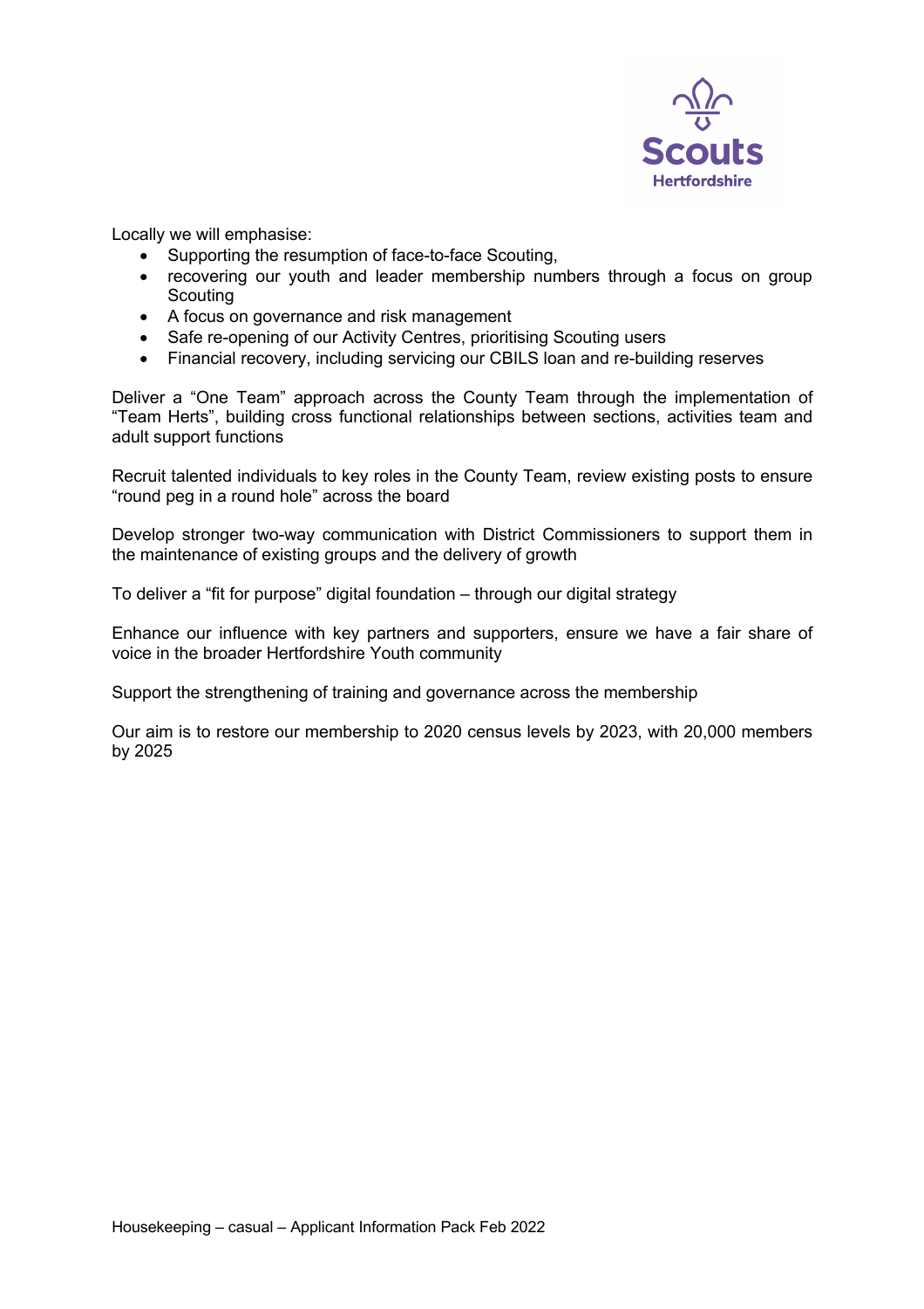Locally we will emphasise:

- Supporting the resumption of face-to-face Scouting,
- recovering our youth and leader membership numbers through a focus on group Scouting
- A focus on governance and risk management
- Safe re-opening of our Activity Centres, prioritising Scouting users
- Financial recovery, including servicing our CBILS loan and re-building reserves

Deliver a "One Team" approach across the County Team through the implementation of "Team Herts", building cross functional relationships between sections, activities team and adult support functions

Recruit talented individuals to key roles in the County Team, review existing posts to ensure "round peg in a round hole" across the board

Develop stronger two-way communication with District Commissioners to support them in the maintenance of existing groups and the delivery of growth

To deliver a "fit for purpose" digital foundation – through our digital strategy

Enhance our influence with key partners and supporters, ensure we have a fair share of voice in the broader Hertfordshire Youth community

Support the strengthening of training and governance across the membership

Our aim is to restore our membership to 2020 census levels by 2023, with 20,000 members by 2025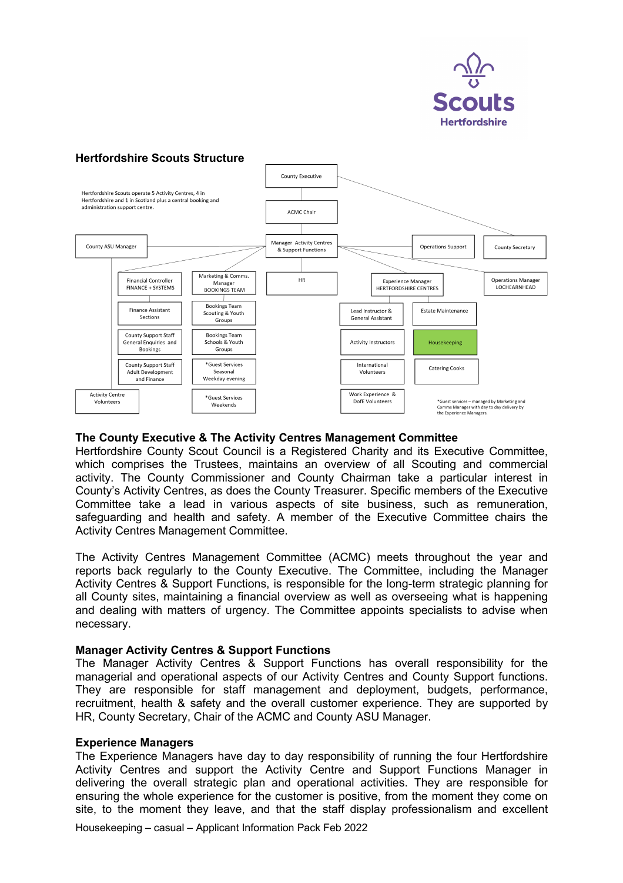# Hertfordshire Scouts Structure

Hertfordshire Scouts operate 5 Activity Centres, 4 in Hertfordshire and 1 in Scotland plus a central booking and administration support centre.

County Executive

ACMC Chair

County ASU Manager

Manager Activity Centres & Support Functions

Operations Support

County Secretary

Financial Controller FINANCE + SYSTEMS

Marketing & Comms. Manager BOOKINGS TEAM

HR

Experience Manager HERTFORDSHIRE CENTRES

Operations Manager LOCHEARNHEAD

Finance Assistant Sections

Bookings Team Scouting & Youth Groups

Lead Instructor & General Assistant

Estate Maintenance

County Support Staff General Enquiries and Bookings

Bookings Team Schools & Youth Groups

Activity Instructors

Housekeeping

County Support Staff Adult Development and Finance

*Guest Services Seasonal Weekday evening

International Volunteers

Catering Cooks

Activity Centre Volunteers

*Guest Services Weekends

Work Experience & DofE Volunteers

*Guest services – managed by Marketing and Comms Manager with day to day delivery by the Experience Managers.

## The County Executive & The Activity Centres Management Committee

Hertfordshire County Scout Council is a Registered Charity and its Executive Committee, which comprises the Trustees, maintains an overview of all Scouting and commercial activity. The County Commissioner and County Chairman take a particular interest in County's Activity Centres, as does the County Treasurer. Specific members of the Executive Committee take a lead in various aspects of site business, such as remuneration, safeguarding and health and safety. A member of the Executive Committee chairs the Activity Centres Management Committee.

The Activity Centres Management Committee (ACMC) meets throughout the year and reports back regularly to the County Executive. The Committee, including the Manager Activity Centres & Support Functions, is responsible for the long-term strategic planning for all County sites, maintaining a financial overview as well as overseeing what is happening and dealing with matters of urgency. The Committee appoints specialists to advise when necessary.

## Manager Activity Centres & Support Functions

The Manager Activity Centres & Support Functions has overall responsibility for the managerial and operational aspects of our Activity Centres and County Support functions. They are responsible for staff management and deployment, budgets, performance, recruitment, health & safety and the overall customer experience. They are supported by HR, County Secretary, Chair of the ACMC and County ASU Manager.

## Experience Managers

The Experience Managers have day to day responsibility of running the four Hertfordshire Activity Centres and support the Activity Centre and Support Functions Manager in delivering the overall strategic plan and operational activities. They are responsible for ensuring the whole experience for the customer is positive, from the moment they come on site, to the moment they leave, and that the staff display professionalism and excellent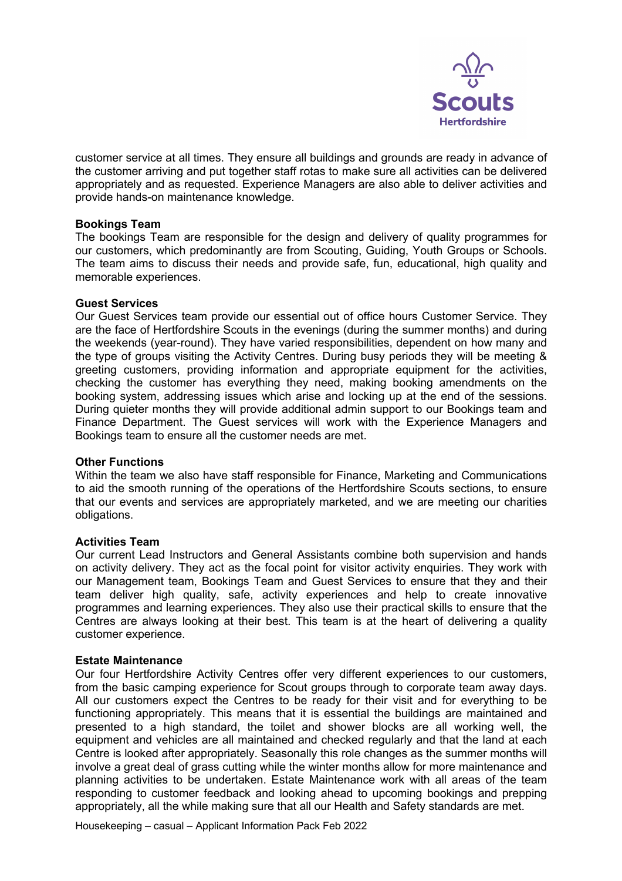customer service at all times. They ensure all buildings and grounds are ready in advance of the customer arriving and put together staff rotas to make sure all activities can be delivered appropriately and as requested. Experience Managers are also able to deliver activities and provide hands-on maintenance knowledge.

**Bookings Team**
The bookings Team are responsible for the design and delivery of quality programmes for our customers, which predominantly are from Scouting, Guiding, Youth Groups or Schools. The team aims to discuss their needs and provide safe, fun, educational, high quality and memorable experiences.

**Guest Services**
Our Guest Services team provide our essential out of office hours Customer Service. They are the face of Hertfordshire Scouts in the evenings (during the summer months) and during the weekends (year-round). They have varied responsibilities, dependent on how many and the type of groups visiting the Activity Centres. During busy periods they will be meeting & greeting customers, providing information and appropriate equipment for the activities, checking the customer has everything they need, making booking amendments on the booking system, addressing issues which arise and locking up at the end of the sessions. During quieter months they will provide additional admin support to our Bookings team and Finance Department. The Guest services will work with the Experience Managers and Bookings team to ensure all the customer needs are met.

**Other Functions**
Within the team we also have staff responsible for Finance, Marketing and Communications to aid the smooth running of the operations of the Hertfordshire Scouts sections, to ensure that our events and services are appropriately marketed, and we are meeting our charities obligations.

**Activities Team**
Our current Lead Instructors and General Assistants combine both supervision and hands on activity delivery. They act as the focal point for visitor activity enquiries. They work with our Management team, Bookings Team and Guest Services to ensure that they and their team deliver high quality, safe, activity experiences and help to create innovative programmes and learning experiences. They also use their practical skills to ensure that the Centres are always looking at their best. This team is at the heart of delivering a quality customer experience.

**Estate Maintenance**
Our four Hertfordshire Activity Centres offer very different experiences to our customers, from the basic camping experience for Scout groups through to corporate team away days. All our customers expect the Centres to be ready for their visit and for everything to be functioning appropriately. This means that it is essential the buildings are maintained and presented to a high standard, the toilet and shower blocks are all working well, the equipment and vehicles are all maintained and checked regularly and that the land at each Centre is looked after appropriately. Seasonally this role changes as the summer months will involve a great deal of grass cutting while the winter months allow for more maintenance and planning activities to be undertaken. Estate Maintenance work with all areas of the team responding to customer feedback and looking ahead to upcoming bookings and prepping appropriately, all the while making sure that all our Health and Safety standards are met.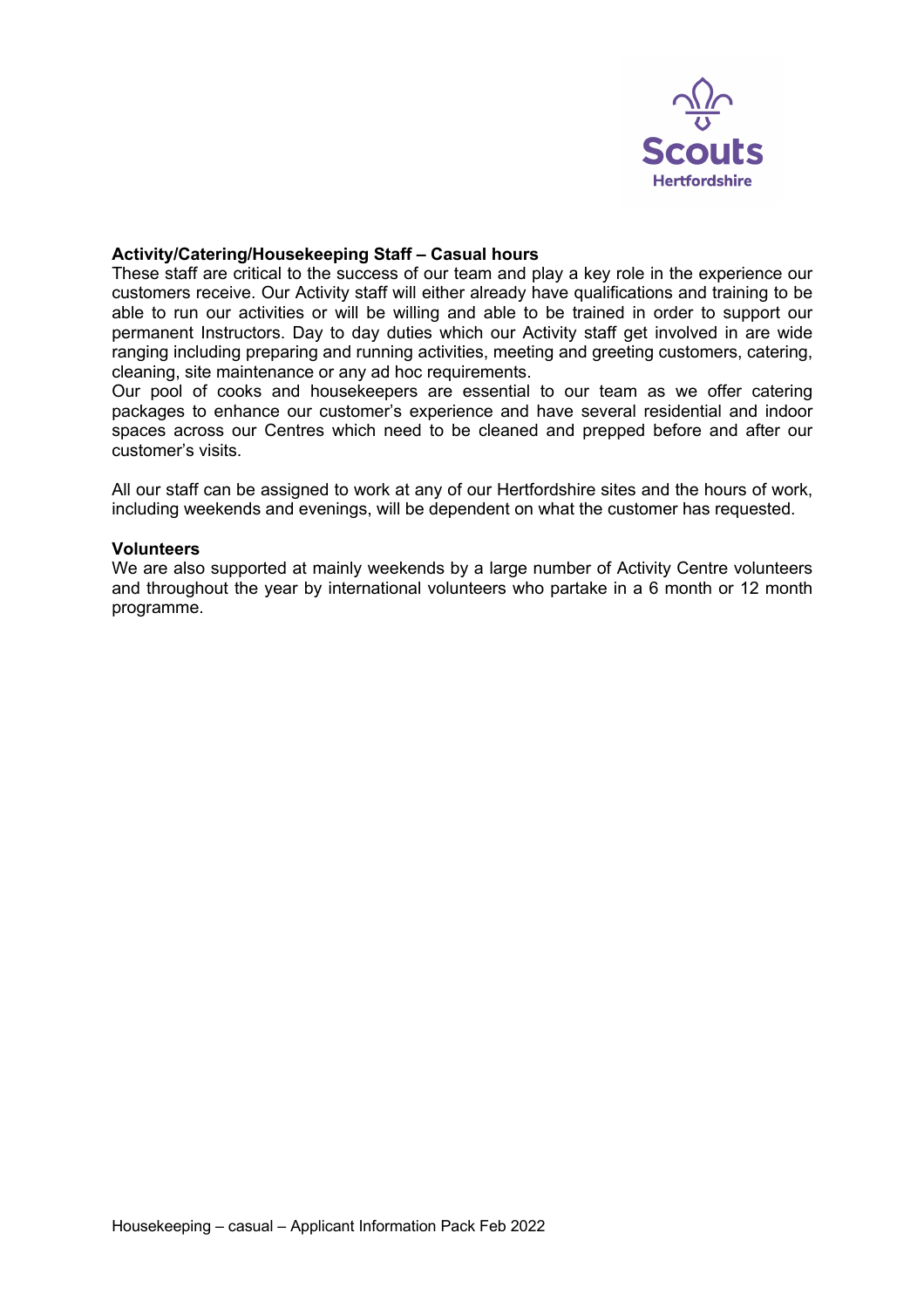**Activity/Catering/Housekeeping Staff – Casual hours**

These staff are critical to the success of our team and play a key role in the experience our customers receive. Our Activity staff will either already have qualifications and training to be able to run our activities or will be willing and able to be trained in order to support our permanent Instructors. Day to day duties which our Activity staff get involved in are wide ranging including preparing and running activities, meeting and greeting customers, catering, cleaning, site maintenance or any ad hoc requirements.

Our pool of cooks and housekeepers are essential to our team as we offer catering packages to enhance our customer's experience and have several residential and indoor spaces across our Centres which need to be cleaned and prepped before and after our customer's visits.

All our staff can be assigned to work at any of our Hertfordshire sites and the hours of work, including weekends and evenings, will be dependent on what the customer has requested.

**Volunteers**

We are also supported at mainly weekends by a large number of Activity Centre volunteers and throughout the year by international volunteers who partake in a 6 month or 12 month programme.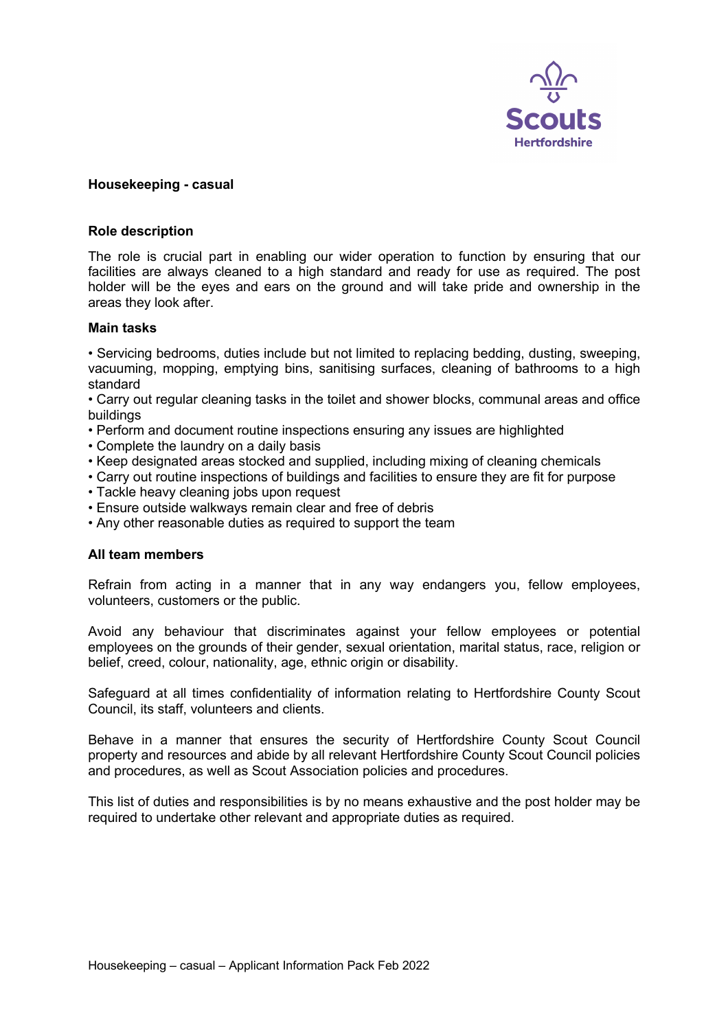**Housekeeping - casual**

**Role description**

The role is crucial part in enabling our wider operation to function by ensuring that our facilities are always cleaned to a high standard and ready for use as required. The post holder will be the eyes and ears on the ground and will take pride and ownership in the areas they look after.

**Main tasks**

- Servicing bedrooms, duties include but not limited to replacing bedding, dusting, sweeping, vacuuming, mopping, emptying bins, sanitising surfaces, cleaning of bathrooms to a high standard
- Carry out regular cleaning tasks in the toilet and shower blocks, communal areas and office buildings
- Perform and document routine inspections ensuring any issues are highlighted
- Complete the laundry on a daily basis
- Keep designated areas stocked and supplied, including mixing of cleaning chemicals
- Carry out routine inspections of buildings and facilities to ensure they are fit for purpose
- Tackle heavy cleaning jobs upon request
- Ensure outside walkways remain clear and free of debris
- Any other reasonable duties as required to support the team

**All team members**

Refrain from acting in a manner that in any way endangers you, fellow employees, volunteers, customers or the public.

Avoid any behaviour that discriminates against your fellow employees or potential employees on the grounds of their gender, sexual orientation, marital status, race, religion or belief, creed, colour, nationality, age, ethnic origin or disability.

Safeguard at all times confidentiality of information relating to Hertfordshire County Scout Council, its staff, volunteers and clients.

Behave in a manner that ensures the security of Hertfordshire County Scout Council property and resources and abide by all relevant Hertfordshire County Scout Council policies and procedures, as well as Scout Association policies and procedures.

This list of duties and responsibilities is by no means exhaustive and the post holder may be required to undertake other relevant and appropriate duties as required.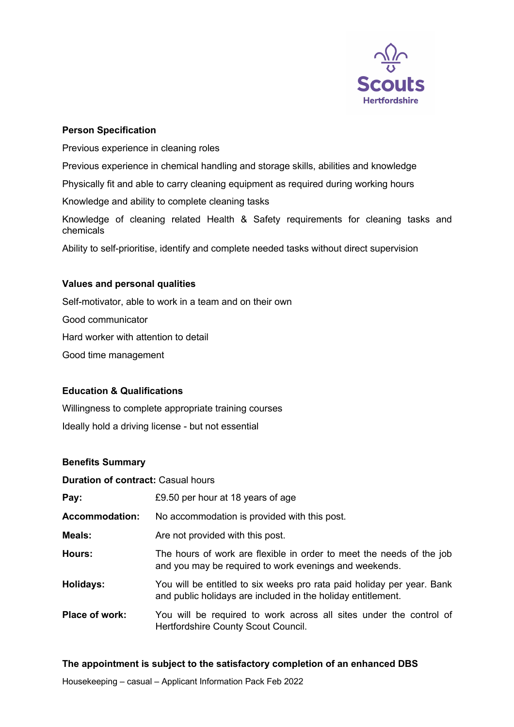**Person Specification**

Previous experience in cleaning roles

Previous experience in chemical handling and storage skills, abilities and knowledge

Physically fit and able to carry cleaning equipment as required during working hours

Knowledge and ability to complete cleaning tasks

Knowledge of cleaning related Health & Safety requirements for cleaning tasks and chemicals

Ability to self-prioritise, identify and complete needed tasks without direct supervision

**Values and personal qualities**

Self-motivator, able to work in a team and on their own

Good communicator

Hard worker with attention to detail

Good time management

**Education & Qualifications**

Willingness to complete appropriate training courses

Ideally hold a driving license - but not essential

**Benefits Summary**

**Duration of contract:** Casual hours

| | |
|---|---|
| **Pay:** | £9.50 per hour at 18 years of age |
| **Accommodation:** | No accommodation is provided with this post. |
| **Meals:** | Are not provided with this post. |
| **Hours:** | The hours of work are flexible in order to meet the needs of the job and you may be required to work evenings and weekends. |
| **Holidays:** | You will be entitled to six weeks pro rata paid holiday per year. Bank and public holidays are included in the holiday entitlement. |
| **Place of work:** | You will be required to work across all sites under the control of Hertfordshire County Scout Council. |

**The appointment is subject to the satisfactory completion of an enhanced DBS**